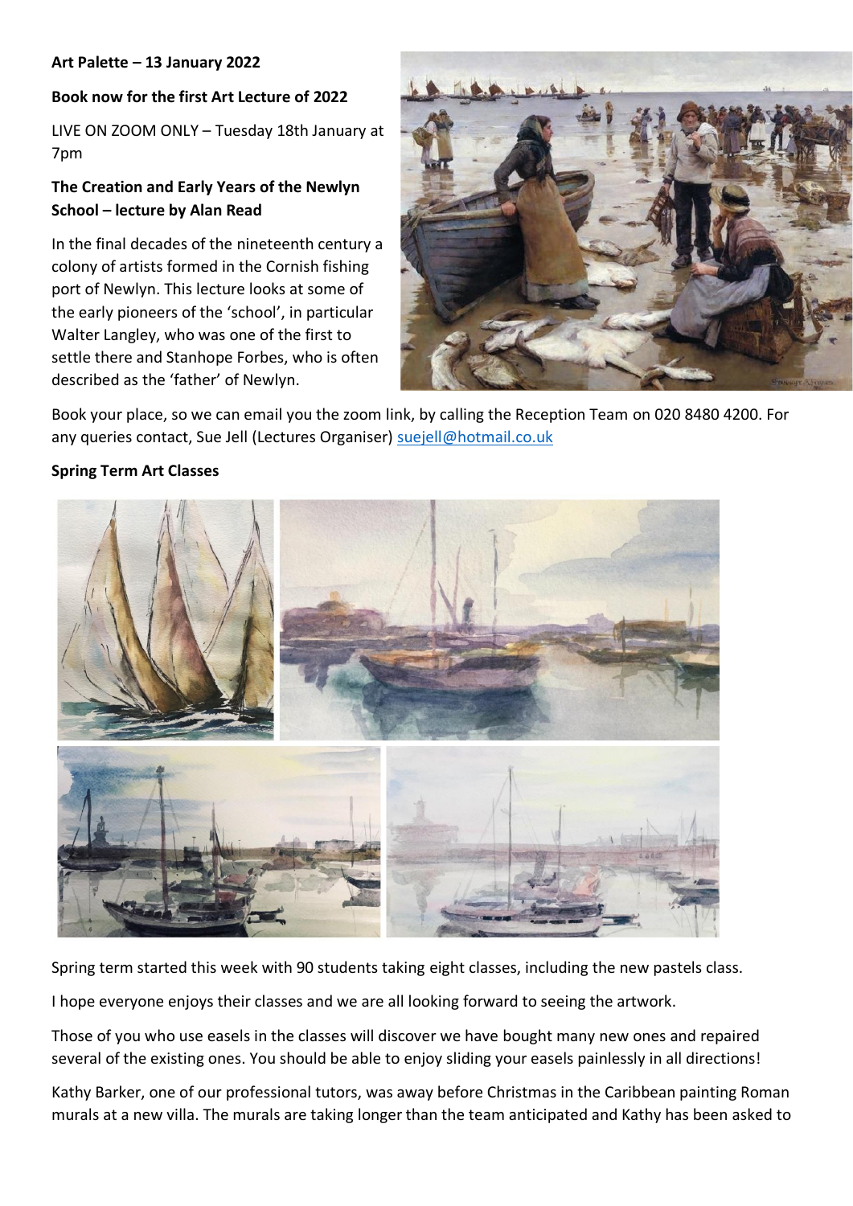**Art Palette – 13 January 2022**

**Book now for the first Art Lecture of 2022**

LIVE ON ZOOM ONLY – Tuesday 18th January at 7pm

**The Creation and Early Years of the Newlyn School – lecture by Alan Read**

In the final decades of the nineteenth century a colony of artists formed in the Cornish fishing port of Newlyn. This lecture looks at some of the early pioneers of the 'school', in particular Walter Langley, who was one of the first to settle there and Stanhope Forbes, who is often described as the 'father' of Newlyn.

Book your place, so we can email you the zoom link, by calling the Reception Team on 020 8480 4200. For any queries contact, Sue Jell (Lectures Organiser) suejell@hotmail.co.uk

**Spring Term Art Classes**

Spring term started this week with 90 students taking eight classes, including the new pastels class.

I hope everyone enjoys their classes and we are all looking forward to seeing the artwork.

Those of you who use easels in the classes will discover we have bought many new ones and repaired several of the existing ones. You should be able to enjoy sliding your easels painlessly in all directions!

Kathy Barker, one of our professional tutors, was away before Christmas in the Caribbean painting Roman murals at a new villa. The murals are taking longer than the team anticipated and Kathy has been asked to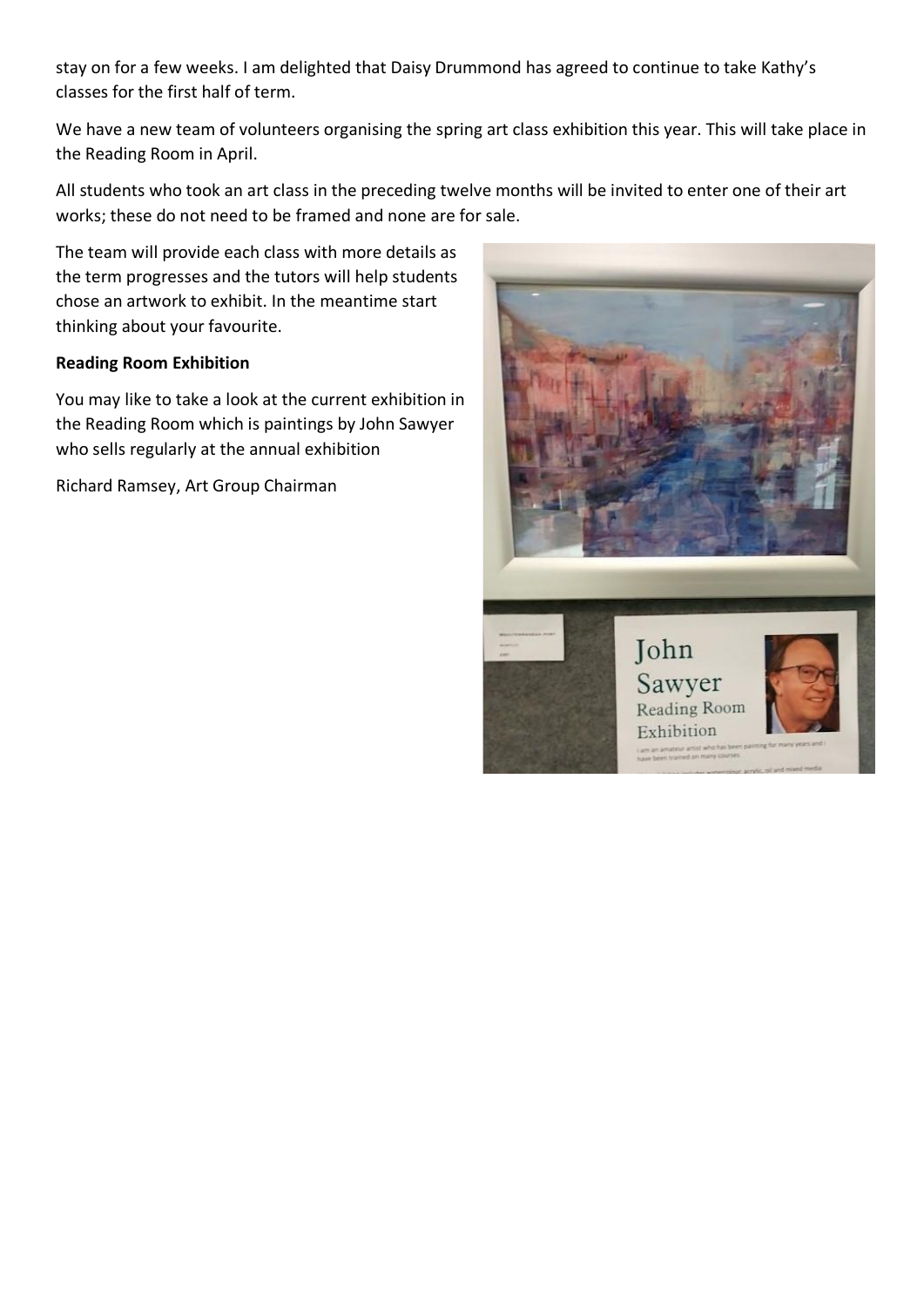stay on for a few weeks. I am delighted that Daisy Drummond has agreed to continue to take Kathy's classes for the first half of term.

We have a new team of volunteers organising the spring art class exhibition this year. This will take place in the Reading Room in April.

All students who took an art class in the preceding twelve months will be invited to enter one of their art works; these do not need to be framed and none are for sale.

The team will provide each class with more details as the term progresses and the tutors will help students chose an artwork to exhibit. In the meantime start thinking about your favourite.

**Reading Room Exhibition**

You may like to take a look at the current exhibition in the Reading Room which is paintings by John Sawyer who sells regularly at the annual exhibition

Richard Ramsey, Art Group Chairman